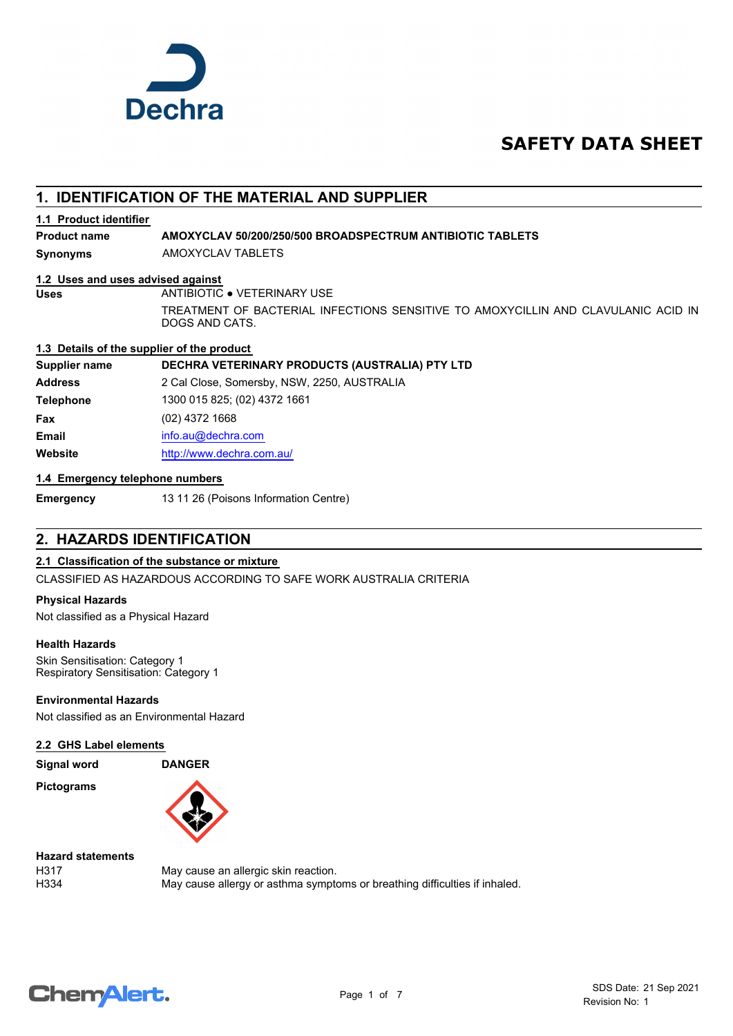Dechra

# SAFETY DATA SHEET

## 1. IDENTIFICATION OF THE MATERIAL AND SUPPLIER

### 1.1 Product identifier

| | |
|---|---|
| **Product name** | **AMOXYCLAV 50/200/250/500 BROADSPECTRUM ANTIBIOTIC TABLETS** |
| **Synonyms** | AMOXYCLAV TABLETS |

### 1.2 Uses and uses advised against

| | |
|---|---|
| **Uses** | ANTIBIOTIC ● VETERINARY USE<br>TREATMENT OF BACTERIAL INFECTIONS SENSITIVE TO AMOXYCILLIN AND CLAVULANIC ACID IN DOGS AND CATS. |

### 1.3 Details of the supplier of the product

| | |
|---|---|
| **Supplier name** | **DECHRA VETERINARY PRODUCTS (AUSTRALIA) PTY LTD** |
| **Address** | 2 Cal Close, Somersby, NSW, 2250, AUSTRALIA |
| **Telephone** | 1300 015 825; (02) 4372 1661 |
| **Fax** | (02) 4372 1668 |
| **Email** | info.au@dechra.com |
| **Website** | http://www.dechra.com.au/ |

### 1.4 Emergency telephone numbers

| | |
|---|---|
| **Emergency** | 13 11 26 (Poisons Information Centre) |

## 2. HAZARDS IDENTIFICATION

### 2.1 Classification of the substance or mixture

CLASSIFIED AS HAZARDOUS ACCORDING TO SAFE WORK AUSTRALIA CRITERIA

**Physical Hazards**

Not classified as a Physical Hazard

**Health Hazards**

Skin Sensitisation: Category 1
Respiratory Sensitisation: Category 1

**Environmental Hazards**

Not classified as an Environmental Hazard

### 2.2 GHS Label elements

**Signal word** **DANGER**

**Pictograms**

**Hazard statements**

| | |
|---|---|
| H317 | May cause an allergic skin reaction. |
| H334 | May cause allergy or asthma symptoms or breathing difficulties if inhaled. |

SDS Date: 21 Sep 2021
Revision No: 1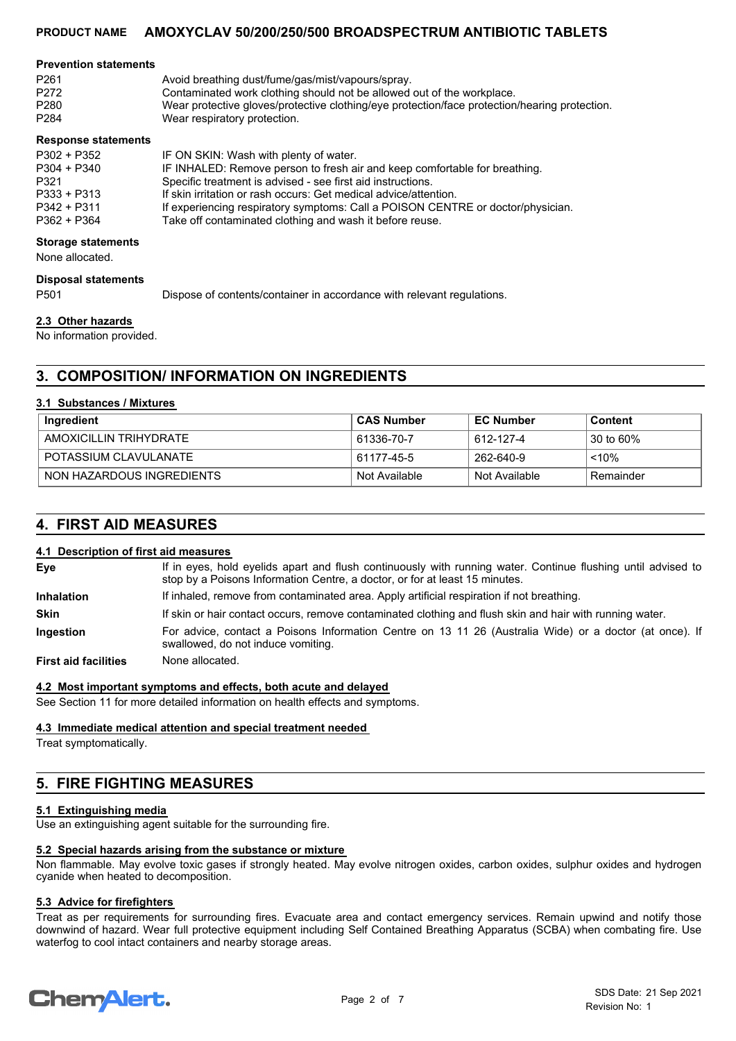#### Prevention statements

| | |
|---|---|
| P261 | Avoid breathing dust/fume/gas/mist/vapours/spray. |
| P272 | Contaminated work clothing should not be allowed out of the workplace. |
| P280 | Wear protective gloves/protective clothing/eye protection/face protection/hearing protection. |
| P284 | Wear respiratory protection. |

#### Response statements

| | |
|---|---|
| P302 + P352 | IF ON SKIN: Wash with plenty of water. |
| P304 + P340 | IF INHALED: Remove person to fresh air and keep comfortable for breathing. |
| P321 | Specific treatment is advised - see first aid instructions. |
| P333 + P313 | If skin irritation or rash occurs: Get medical advice/attention. |
| P342 + P311 | If experiencing respiratory symptoms: Call a POISON CENTRE or doctor/physician. |
| P362 + P364 | Take off contaminated clothing and wash it before reuse. |

#### Storage statements

None allocated.

#### Disposal statements

| | |
|---|---|
| P501 | Dispose of contents/container in accordance with relevant regulations. |

### 2.3 Other hazards

No information provided.

## 3. COMPOSITION/ INFORMATION ON INGREDIENTS

### 3.1 Substances / Mixtures

| Ingredient | CAS Number | EC Number | Content |
|---|---|---|---|
| AMOXICILLIN TRIHYDRATE | 61336-70-7 | 612-127-4 | 30 to 60% |
| POTASSIUM CLAVULANATE | 61177-45-5 | 262-640-9 | <10% |
| NON HAZARDOUS INGREDIENTS | Not Available | Not Available | Remainder |

## 4. FIRST AID MEASURES

### 4.1 Description of first aid measures

**Eye**
If in eyes, hold eyelids apart and flush continuously with running water. Continue flushing until advised to stop by a Poisons Information Centre, a doctor, or for at least 15 minutes.

**Inhalation**
If inhaled, remove from contaminated area. Apply artificial respiration if not breathing.

**Skin**
If skin or hair contact occurs, remove contaminated clothing and flush skin and hair with running water.

**Ingestion**
For advice, contact a Poisons Information Centre on 13 11 26 (Australia Wide) or a doctor (at once). If swallowed, do not induce vomiting.

**First aid facilities**
None allocated.

### 4.2 Most important symptoms and effects, both acute and delayed

See Section 11 for more detailed information on health effects and symptoms.

### 4.3 Immediate medical attention and special treatment needed

Treat symptomatically.

## 5. FIRE FIGHTING MEASURES

### 5.1 Extinguishing media

Use an extinguishing agent suitable for the surrounding fire.

### 5.2 Special hazards arising from the substance or mixture

Non flammable. May evolve toxic gases if strongly heated. May evolve nitrogen oxides, carbon oxides, sulphur oxides and hydrogen cyanide when heated to decomposition.

### 5.3 Advice for firefighters

Treat as per requirements for surrounding fires. Evacuate area and contact emergency services. Remain upwind and notify those downwind of hazard. Wear full protective equipment including Self Contained Breathing Apparatus (SCBA) when combating fire. Use waterfog to cool intact containers and nearby storage areas.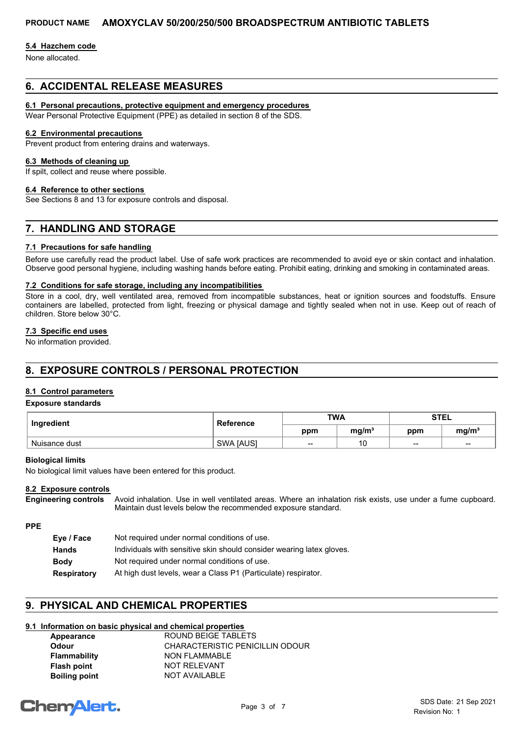#### 5.4 Hazchem code

None allocated.

## 6. ACCIDENTAL RELEASE MEASURES

#### 6.1 Personal precautions, protective equipment and emergency procedures

Wear Personal Protective Equipment (PPE) as detailed in section 8 of the SDS.

#### 6.2 Environmental precautions

Prevent product from entering drains and waterways.

#### 6.3 Methods of cleaning up

If spilt, collect and reuse where possible.

#### 6.4 Reference to other sections

See Sections 8 and 13 for exposure controls and disposal.

## 7. HANDLING AND STORAGE

#### 7.1 Precautions for safe handling

Before use carefully read the product label. Use of safe work practices are recommended to avoid eye or skin contact and inhalation. Observe good personal hygiene, including washing hands before eating. Prohibit eating, drinking and smoking in contaminated areas.

#### 7.2 Conditions for safe storage, including any incompatibilities

Store in a cool, dry, well ventilated area, removed from incompatible substances, heat or ignition sources and foodstuffs. Ensure containers are labelled, protected from light, freezing or physical damage and tightly sealed when not in use. Keep out of reach of children. Store below 30°C.

#### 7.3 Specific end uses

No information provided.

## 8. EXPOSURE CONTROLS / PERSONAL PROTECTION

#### 8.1 Control parameters

**Exposure standards**

| Ingredient | Reference | TWA | | STEL | |
|---|---|---|---|---|---|
| | | ppm | mg/m³ | ppm | mg/m³ |
| Nuisance dust | SWA [AUS] | -- | 10 | -- | -- |

**Biological limits**

No biological limit values have been entered for this product.

#### 8.2 Exposure controls

**Engineering controls** Avoid inhalation. Use in well ventilated areas. Where an inhalation risk exists, use under a fume cupboard. Maintain dust levels below the recommended exposure standard.

**PPE**

- **Eye / Face** Not required under normal conditions of use.
- **Hands** Individuals with sensitive skin should consider wearing latex gloves.
- **Body** Not required under normal conditions of use.
- **Respiratory** At high dust levels, wear a Class P1 (Particulate) respirator.

## 9. PHYSICAL AND CHEMICAL PROPERTIES

#### 9.1 Information on basic physical and chemical properties

| | |
|---|---|
| **Appearance** | ROUND BEIGE TABLETS |
| **Odour** | CHARACTERISTIC PENICILLIN ODOUR |
| **Flammability** | NON FLAMMABLE |
| **Flash point** | NOT RELEVANT |
| **Boiling point** | NOT AVAILABLE |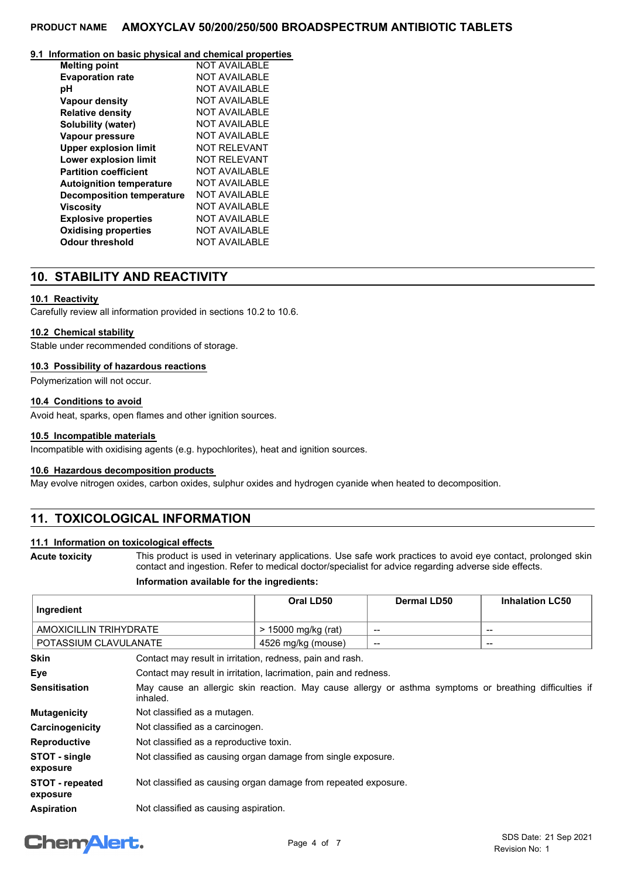### 9.1 Information on basic physical and chemical properties

| | |
|---|---|
| **Melting point** | NOT AVAILABLE |
| **Evaporation rate** | NOT AVAILABLE |
| **pH** | NOT AVAILABLE |
| **Vapour density** | NOT AVAILABLE |
| **Relative density** | NOT AVAILABLE |
| **Solubility (water)** | NOT AVAILABLE |
| **Vapour pressure** | NOT AVAILABLE |
| **Upper explosion limit** | NOT RELEVANT |
| **Lower explosion limit** | NOT RELEVANT |
| **Partition coefficient** | NOT AVAILABLE |
| **Autoignition temperature** | NOT AVAILABLE |
| **Decomposition temperature** | NOT AVAILABLE |
| **Viscosity** | NOT AVAILABLE |
| **Explosive properties** | NOT AVAILABLE |
| **Oxidising properties** | NOT AVAILABLE |
| **Odour threshold** | NOT AVAILABLE |

## 10. STABILITY AND REACTIVITY

### 10.1 Reactivity

Carefully review all information provided in sections 10.2 to 10.6.

### 10.2 Chemical stability

Stable under recommended conditions of storage.

### 10.3 Possibility of hazardous reactions

Polymerization will not occur.

### 10.4 Conditions to avoid

Avoid heat, sparks, open flames and other ignition sources.

### 10.5 Incompatible materials

Incompatible with oxidising agents (e.g. hypochlorites), heat and ignition sources.

### 10.6 Hazardous decomposition products

May evolve nitrogen oxides, carbon oxides, sulphur oxides and hydrogen cyanide when heated to decomposition.

## 11. TOXICOLOGICAL INFORMATION

### 11.1 Information on toxicological effects

**Acute toxicity** This product is used in veterinary applications. Use safe work practices to avoid eye contact, prolonged skin contact and ingestion. Refer to medical doctor/specialist for advice regarding adverse side effects.

**Information available for the ingredients:**

| Ingredient | Oral LD50 | Dermal LD50 | Inhalation LC50 |
|---|---|---|---|
| AMOXICILLIN TRIHYDRATE | > 15000 mg/kg (rat) | -- | -- |
| POTASSIUM CLAVULANATE | 4526 mg/kg (mouse) | -- | -- |

| | |
|---|---|
| **Skin** | Contact may result in irritation, redness, pain and rash. |
| **Eye** | Contact may result in irritation, lacrimation, pain and redness. |
| **Sensitisation** | May cause an allergic skin reaction. May cause allergy or asthma symptoms or breathing difficulties if inhaled. |
| **Mutagenicity** | Not classified as a mutagen. |
| **Carcinogenicity** | Not classified as a carcinogen. |
| **Reproductive** | Not classified as a reproductive toxin. |
| **STOT - single exposure** | Not classified as causing organ damage from single exposure. |
| **STOT - repeated exposure** | Not classified as causing organ damage from repeated exposure. |
| **Aspiration** | Not classified as causing aspiration. |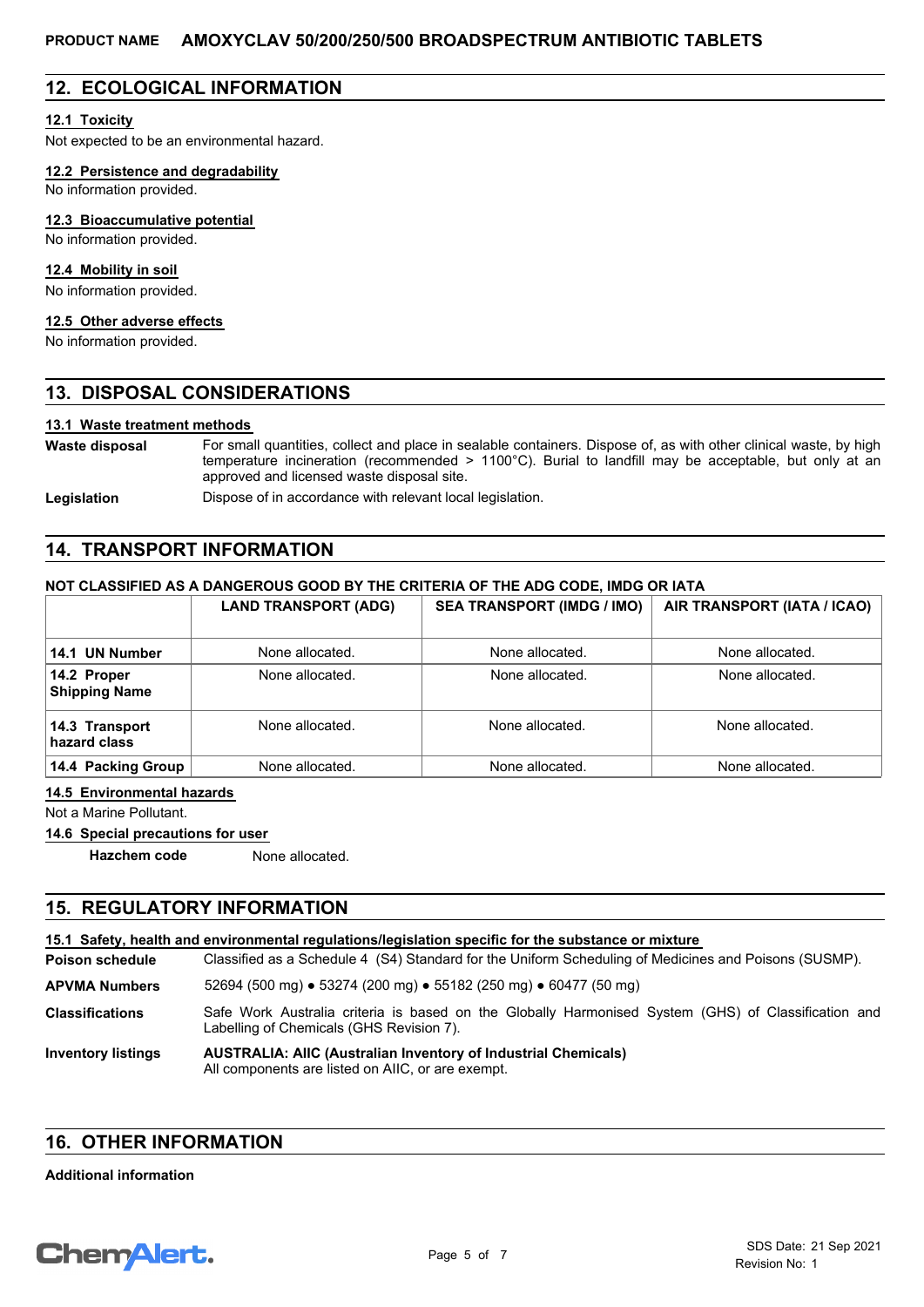## 12. ECOLOGICAL INFORMATION

### 12.1 Toxicity

Not expected to be an environmental hazard.

### 12.2 Persistence and degradability

No information provided.

### 12.3 Bioaccumulative potential

No information provided.

### 12.4 Mobility in soil

No information provided.

### 12.5 Other adverse effects

No information provided.

## 13. DISPOSAL CONSIDERATIONS

### 13.1 Waste treatment methods

**Waste disposal** For small quantities, collect and place in sealable containers. Dispose of, as with other clinical waste, by high temperature incineration (recommended > 1100°C). Burial to landfill may be acceptable, but only at an approved and licensed waste disposal site.

**Legislation** Dispose of in accordance with relevant local legislation.

## 14. TRANSPORT INFORMATION

**NOT CLASSIFIED AS A DANGEROUS GOOD BY THE CRITERIA OF THE ADG CODE, IMDG OR IATA**

| | LAND TRANSPORT (ADG) | SEA TRANSPORT (IMDG / IMO) | AIR TRANSPORT (IATA / ICAO) |
|---|---|---|---|
| **14.1 UN Number** | None allocated. | None allocated. | None allocated. |
| **14.2 Proper Shipping Name** | None allocated. | None allocated. | None allocated. |
| **14.3 Transport hazard class** | None allocated. | None allocated. | None allocated. |
| **14.4 Packing Group** | None allocated. | None allocated. | None allocated. |

### 14.5 Environmental hazards

Not a Marine Pollutant.

### 14.6 Special precautions for user

**Hazchem code** None allocated.

## 15. REGULATORY INFORMATION

### 15.1 Safety, health and environmental regulations/legislation specific for the substance or mixture

**Poison schedule** Classified as a Schedule 4 (S4) Standard for the Uniform Scheduling of Medicines and Poisons (SUSMP).

**APVMA Numbers** 52694 (500 mg) • 53274 (200 mg) • 55182 (250 mg) • 60477 (50 mg)

**Classifications** Safe Work Australia criteria is based on the Globally Harmonised System (GHS) of Classification and Labelling of Chemicals (GHS Revision 7).

**Inventory listings** **AUSTRALIA: AIIC (Australian Inventory of Industrial Chemicals)**
All components are listed on AIIC, or are exempt.

## 16. OTHER INFORMATION

**Additional information**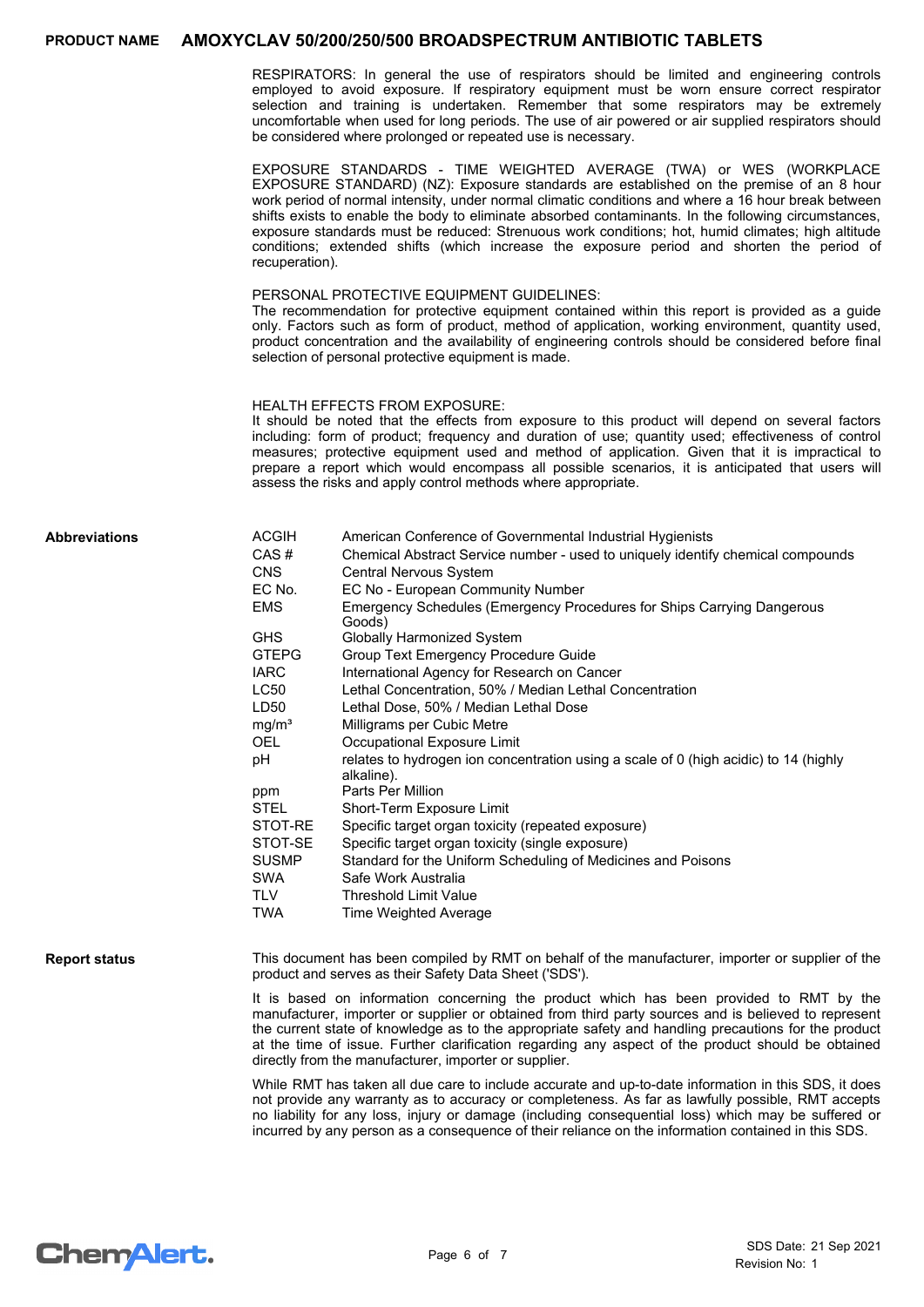RESPIRATORS: In general the use of respirators should be limited and engineering controls employed to avoid exposure. If respiratory equipment must be worn ensure correct respirator selection and training is undertaken. Remember that some respirators may be extremely uncomfortable when used for long periods. The use of air powered or air supplied respirators should be considered where prolonged or repeated use is necessary.

EXPOSURE STANDARDS - TIME WEIGHTED AVERAGE (TWA) or WES (WORKPLACE EXPOSURE STANDARD) (NZ): Exposure standards are established on the premise of an 8 hour work period of normal intensity, under normal climatic conditions and where a 16 hour break between shifts exists to enable the body to eliminate absorbed contaminants. In the following circumstances, exposure standards must be reduced: Strenuous work conditions; hot, humid climates; high altitude conditions; extended shifts (which increase the exposure period and shorten the period of recuperation).

PERSONAL PROTECTIVE EQUIPMENT GUIDELINES:
The recommendation for protective equipment contained within this report is provided as a guide only. Factors such as form of product, method of application, working environment, quantity used, product concentration and the availability of engineering controls should be considered before final selection of personal protective equipment is made.

HEALTH EFFECTS FROM EXPOSURE:
It should be noted that the effects from exposure to this product will depend on several factors including: form of product; frequency and duration of use; quantity used; effectiveness of control measures; protective equipment used and method of application. Given that it is impractical to prepare a report which would encompass all possible scenarios, it is anticipated that users will assess the risks and apply control methods where appropriate.

**Abbreviations**

| | |
|---|---|
| ACGIH | American Conference of Governmental Industrial Hygienists |
| CAS # | Chemical Abstract Service number - used to uniquely identify chemical compounds |
| CNS | Central Nervous System |
| EC No. | EC No - European Community Number |
| EMS | Emergency Schedules (Emergency Procedures for Ships Carrying Dangerous Goods) |
| GHS | Globally Harmonized System |
| GTEPG | Group Text Emergency Procedure Guide |
| IARC | International Agency for Research on Cancer |
| LC50 | Lethal Concentration, 50% / Median Lethal Concentration |
| LD50 | Lethal Dose, 50% / Median Lethal Dose |
| $mg/m^3$ | Milligrams per Cubic Metre |
| OEL | Occupational Exposure Limit |
| pH | relates to hydrogen ion concentration using a scale of 0 (high acidic) to 14 (highly alkaline). |
| ppm | Parts Per Million |
| STEL | Short-Term Exposure Limit |
| STOT-RE | Specific target organ toxicity (repeated exposure) |
| STOT-SE | Specific target organ toxicity (single exposure) |
| SUSMP | Standard for the Uniform Scheduling of Medicines and Poisons |
| SWA | Safe Work Australia |
| TLV | Threshold Limit Value |
| TWA | Time Weighted Average |

**Report status**

This document has been compiled by RMT on behalf of the manufacturer, importer or supplier of the product and serves as their Safety Data Sheet ('SDS').

It is based on information concerning the product which has been provided to RMT by the manufacturer, importer or supplier or obtained from third party sources and is believed to represent the current state of knowledge as to the appropriate safety and handling precautions for the product at the time of issue. Further clarification regarding any aspect of the product should be obtained directly from the manufacturer, importer or supplier.

While RMT has taken all due care to include accurate and up-to-date information in this SDS, it does not provide any warranty as to accuracy or completeness. As far as lawfully possible, RMT accepts no liability for any loss, injury or damage (including consequential loss) which may be suffered or incurred by any person as a consequence of their reliance on the information contained in this SDS.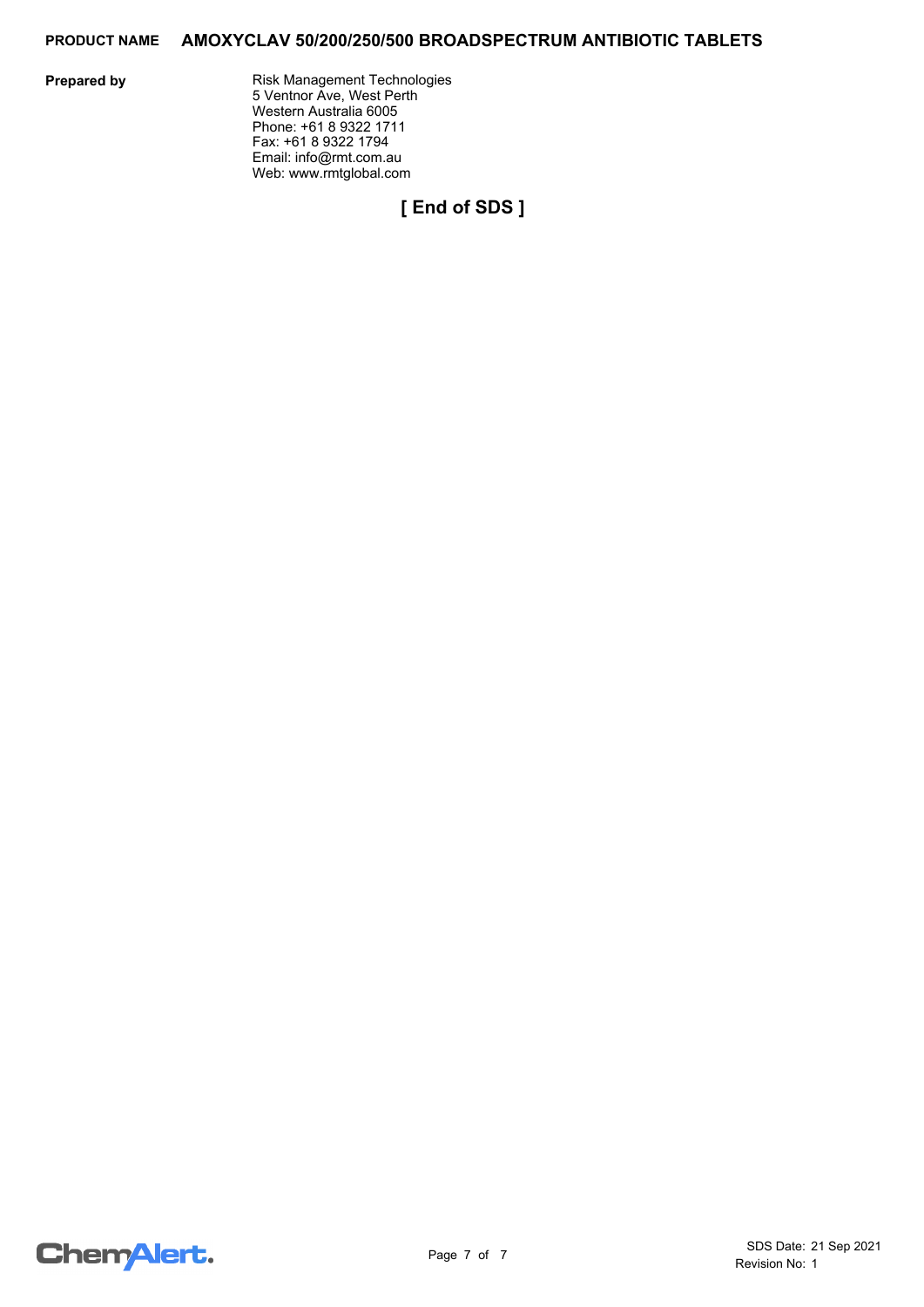**Prepared by**

Risk Management Technologies
5 Ventnor Ave, West Perth
Western Australia 6005
Phone: +61 8 9322 1711
Fax: +61 8 9322 1794
Email: info@rmt.com.au
Web: www.rmtglobal.com

**[ End of SDS ]**